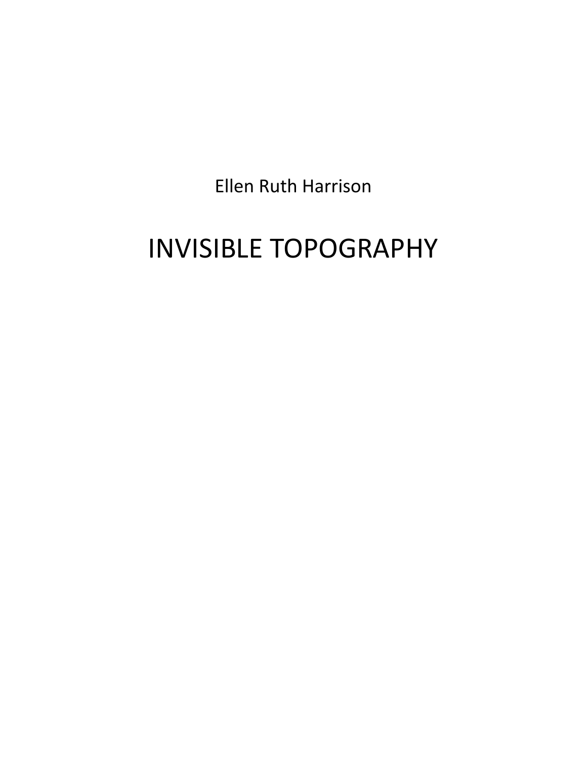Ellen Ruth Harrison

# INVISIBLE TOPOGRAPHY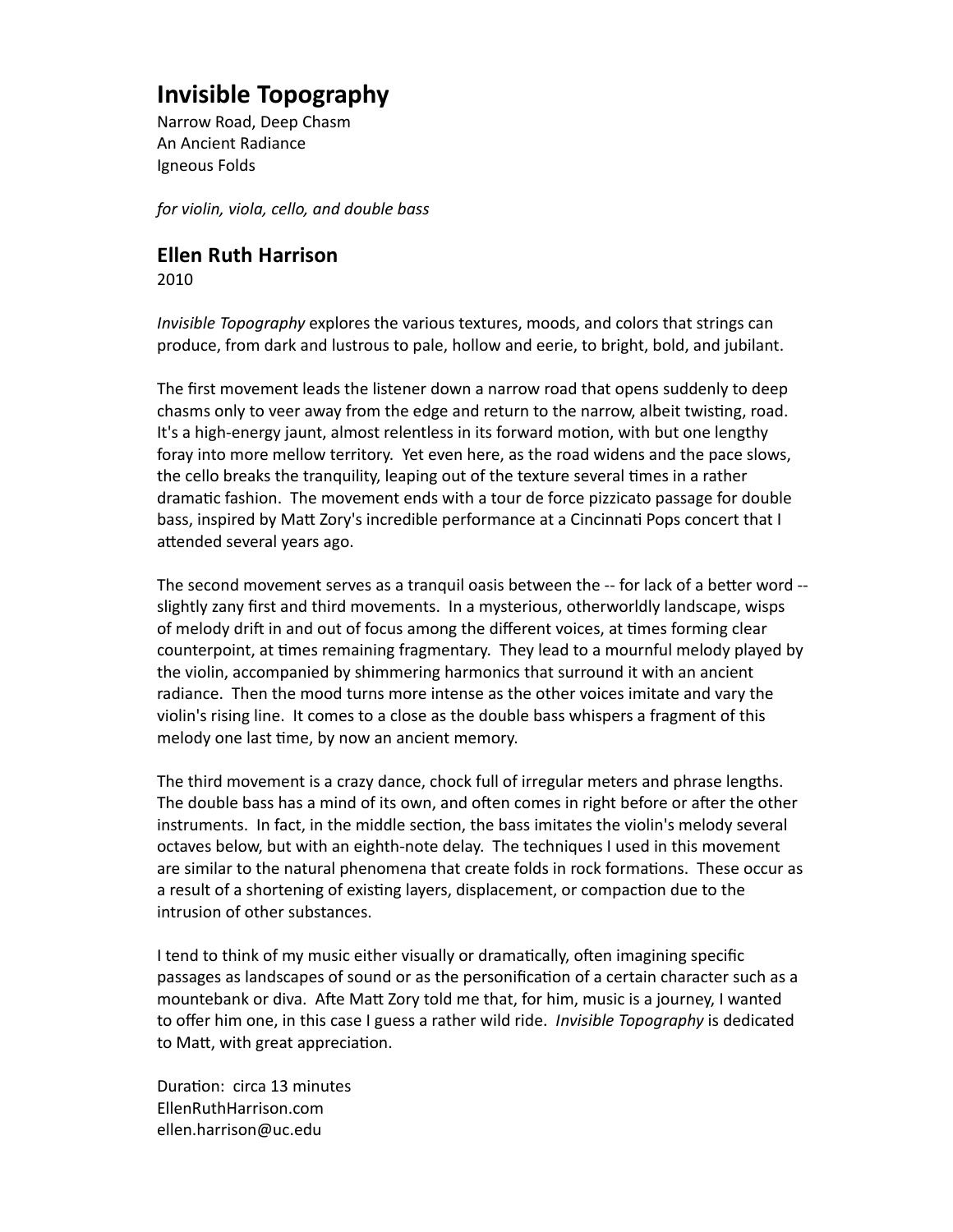# Invisible Topography

Narrow Road, Deep Chasm
An Ancient Radiance
Igneous Folds

*for violin, viola, cello, and double bass*

## Ellen Ruth Harrison

2010

*Invisible Topography* explores the various textures, moods, and colors that strings can produce, from dark and lustrous to pale, hollow and eerie, to bright, bold, and jubilant.

The first movement leads the listener down a narrow road that opens suddenly to deep chasms only to veer away from the edge and return to the narrow, albeit twisting, road. It's a high-energy jaunt, almost relentless in its forward motion, with but one lengthy foray into more mellow territory. Yet even here, as the road widens and the pace slows, the cello breaks the tranquility, leaping out of the texture several times in a rather dramatic fashion. The movement ends with a tour de force pizzicato passage for double bass, inspired by Matt Zory's incredible performance at a Cincinnati Pops concert that I attended several years ago.

The second movement serves as a tranquil oasis between the -- for lack of a better word -- slightly zany first and third movements. In a mysterious, otherworldly landscape, wisps of melody drift in and out of focus among the different voices, at times forming clear counterpoint, at times remaining fragmentary. They lead to a mournful melody played by the violin, accompanied by shimmering harmonics that surround it with an ancient radiance. Then the mood turns more intense as the other voices imitate and vary the violin's rising line. It comes to a close as the double bass whispers a fragment of this melody one last time, by now an ancient memory.

The third movement is a crazy dance, chock full of irregular meters and phrase lengths. The double bass has a mind of its own, and often comes in right before or after the other instruments. In fact, in the middle section, the bass imitates the violin's melody several octaves below, but with an eighth-note delay. The techniques I used in this movement are similar to the natural phenomena that create folds in rock formations. These occur as a result of a shortening of existing layers, displacement, or compaction due to the intrusion of other substances.

I tend to think of my music either visually or dramatically, often imagining specific passages as landscapes of sound or as the personification of a certain character such as a mountebank or diva. Afte Matt Zory told me that, for him, music is a journey, I wanted to offer him one, in this case I guess a rather wild ride. *Invisible Topography* is dedicated to Matt, with great appreciation.

Duration: circa 13 minutes
EllenRuthHarrison.com
ellen.harrison@uc.edu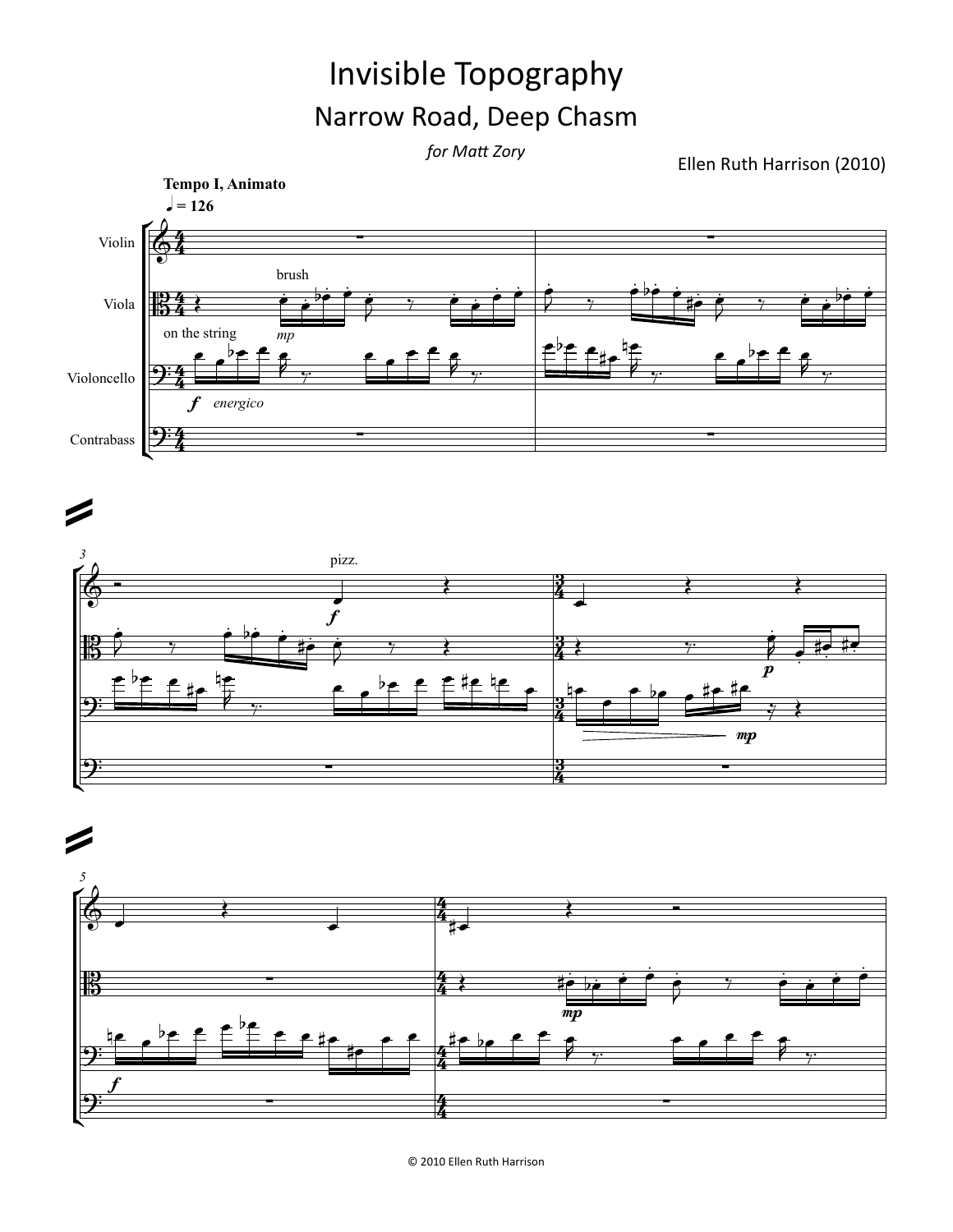# Invisible Topography

## Narrow Road, Deep Chasm

*for Matt Zory*

Ellen Ruth Harrison (2010)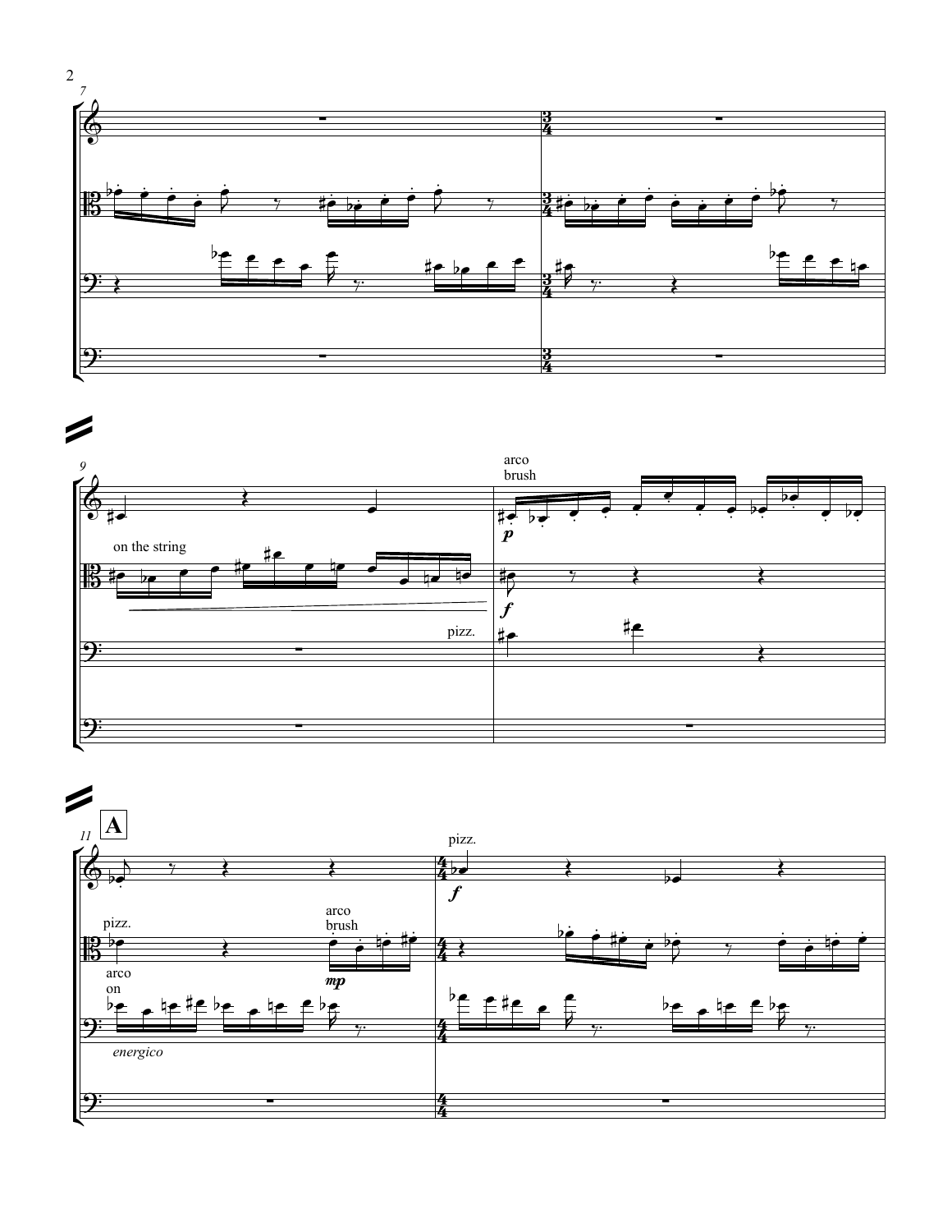on the string

pizz.

arco
brush

*p*

*f*

A

pizz.

arco
brush

*mp*

arco
on

*energico*

pizz.

*f*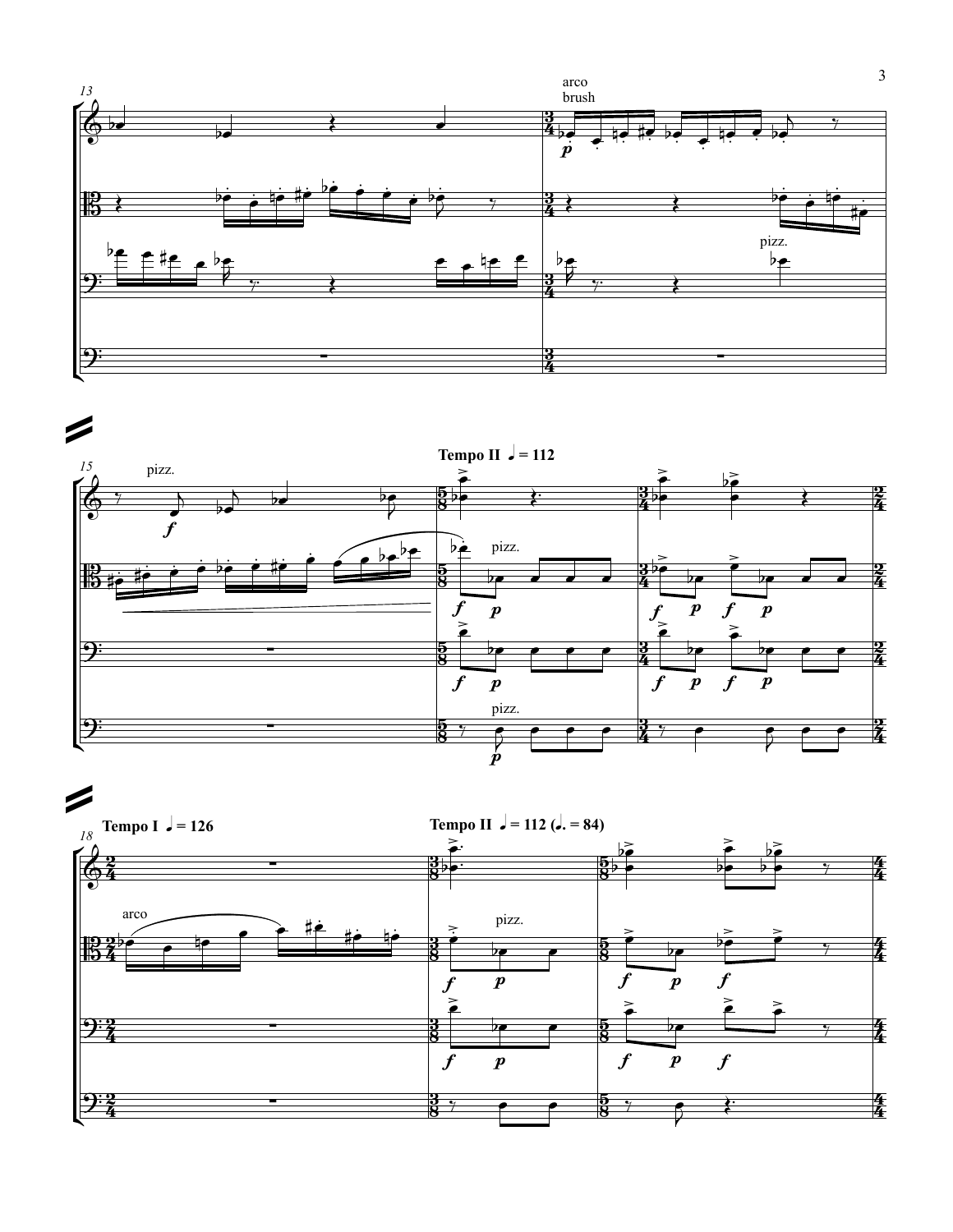arco
brush

pizz.

pizz.

**Tempo II ♩ = 112**

pizz.

pizz.

**Tempo I ♩ = 126**

**Tempo II ♩ = 112 (♩. = 84)**

arco

pizz.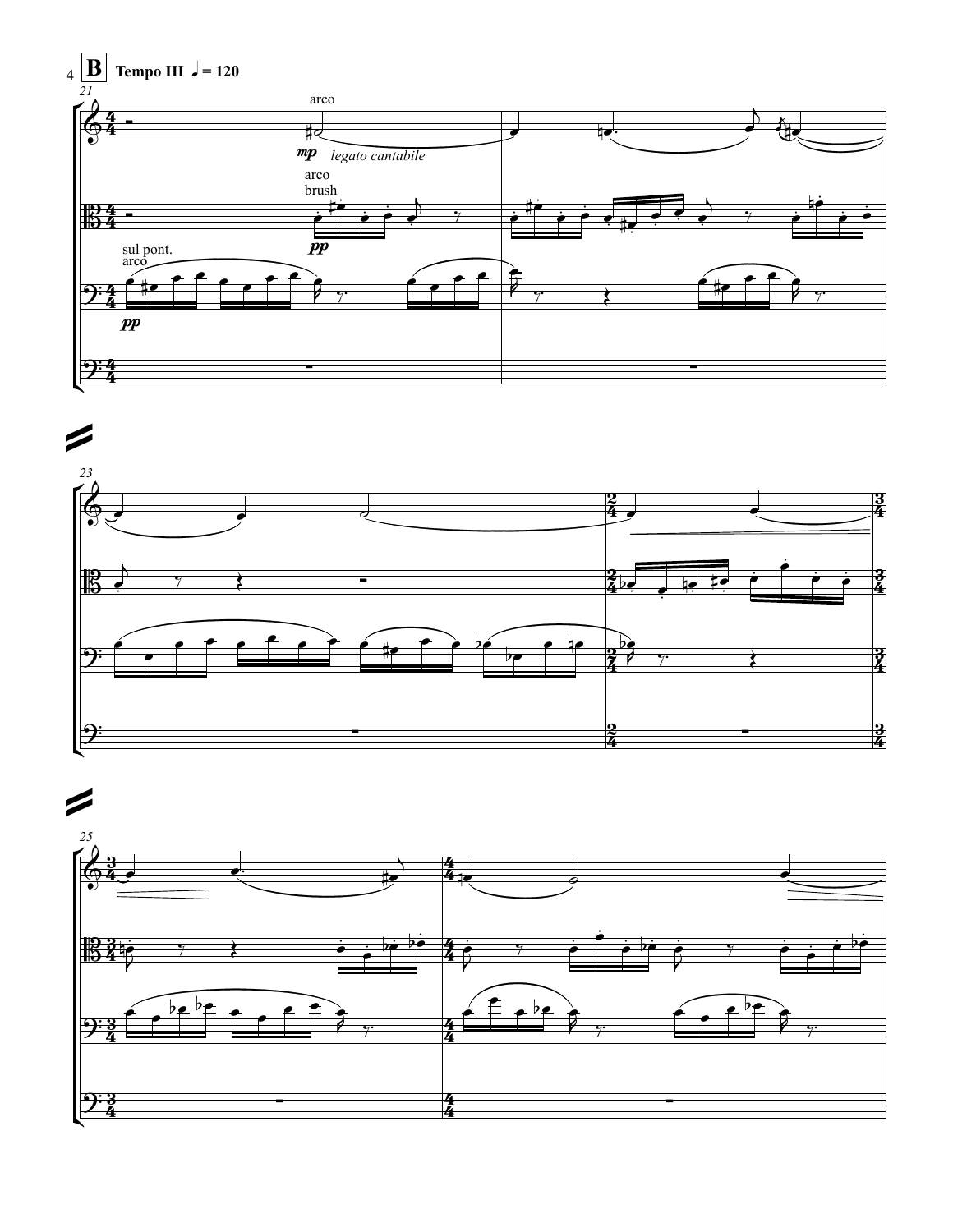**B** **Tempo III** ♩ = 120

*21*

arco

*mp* *legato cantabile*

arco
brush

*pp*

sul pont.
arco

*pp*

*23*

*25*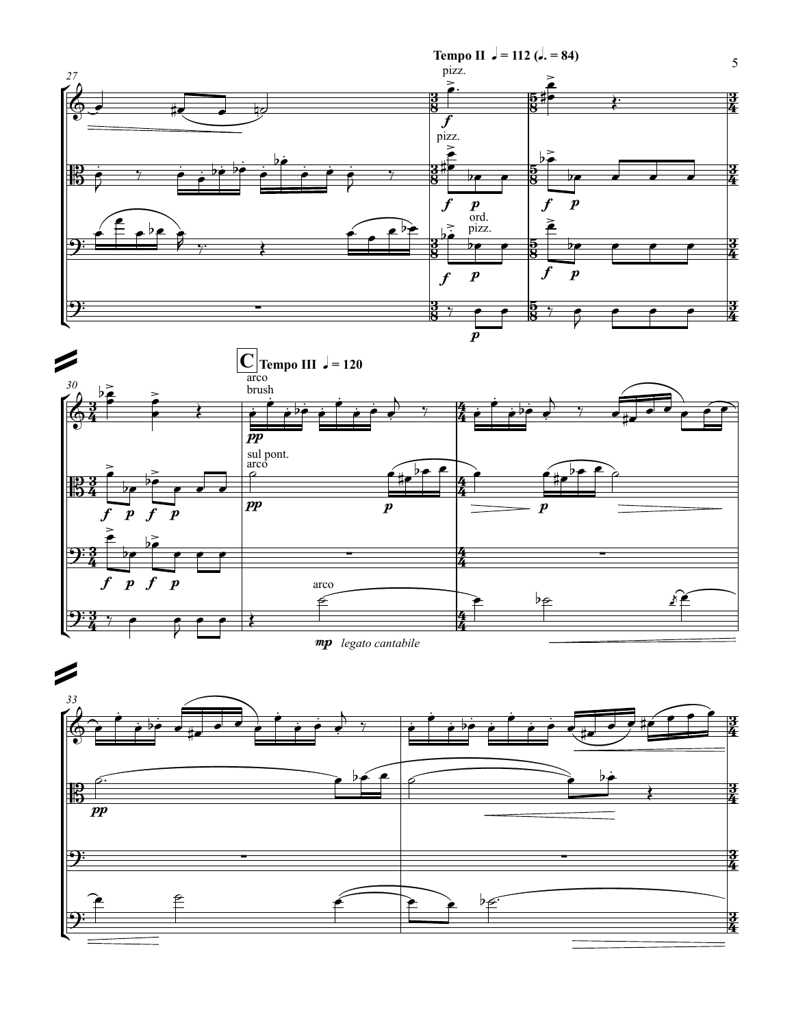Tempo II ♩ = 112 (♩. = 84)

**C** Tempo III ♩ = 120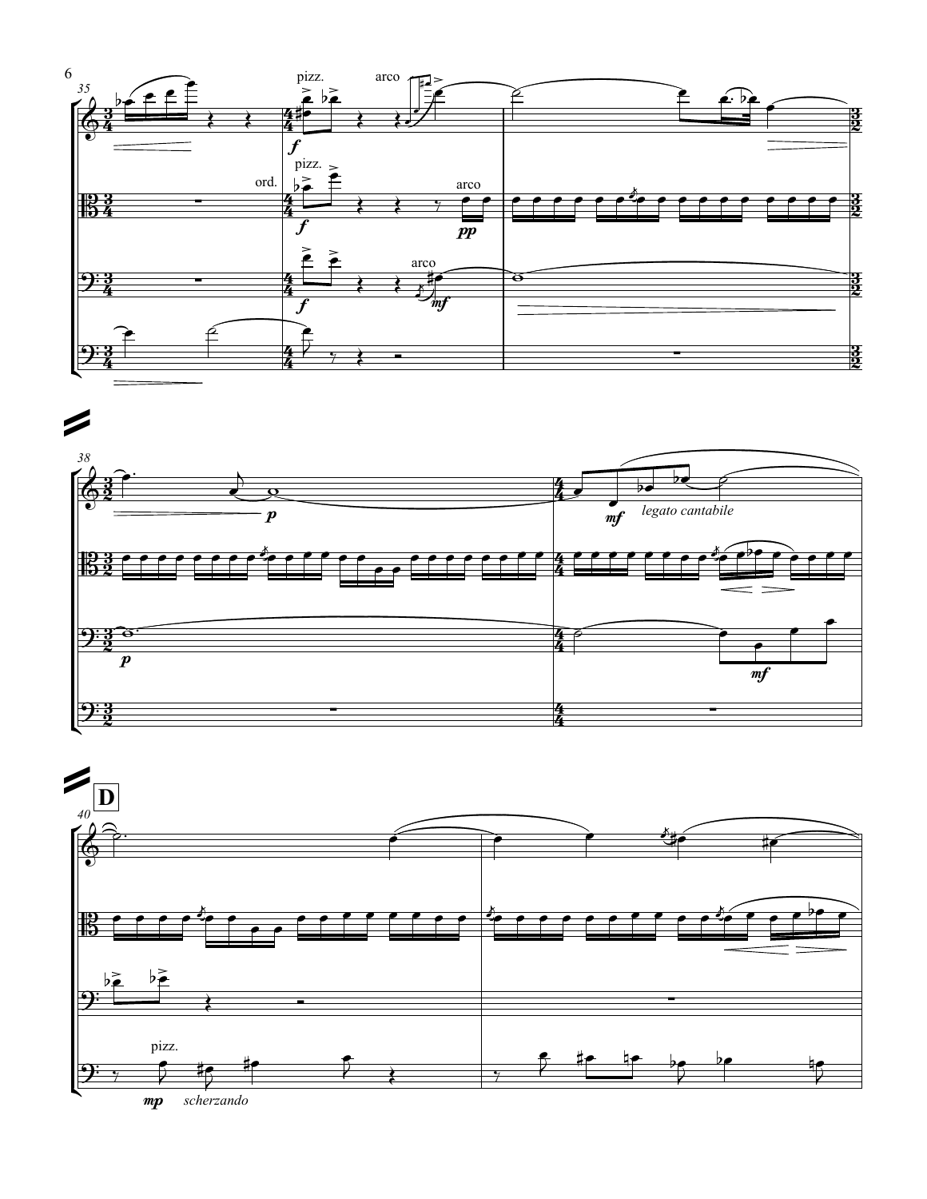pizz. arco

ord. pizz. arco

arco

*legato cantabile*

**D**

pizz.

*scherzando*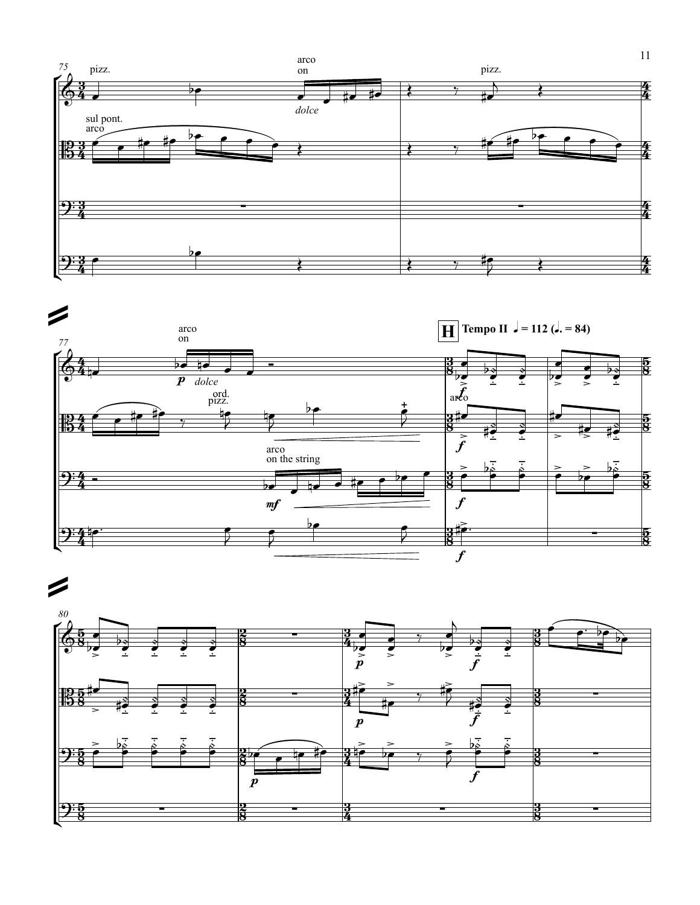**H** **Tempo II ♩ = 112 (♩. = 84)**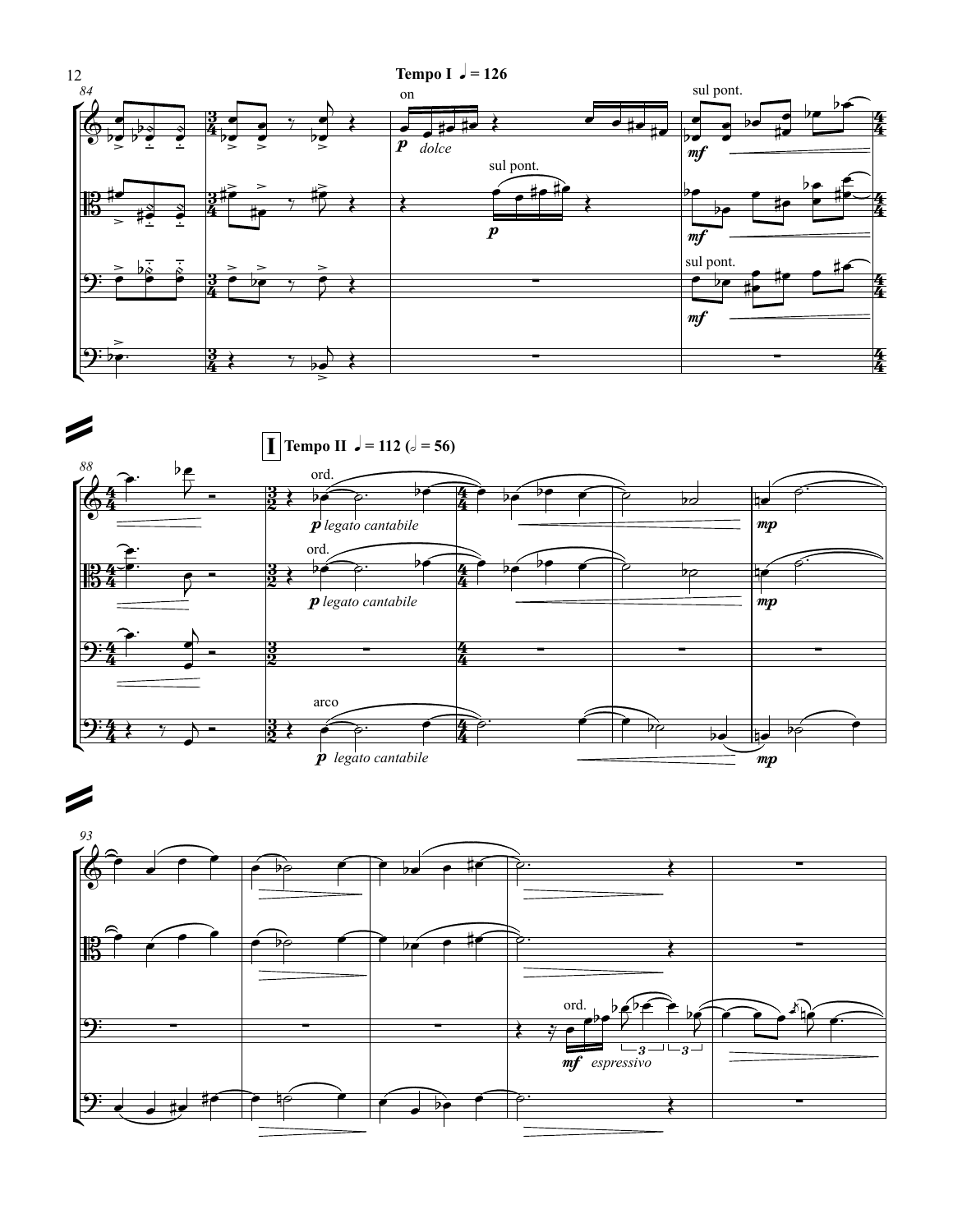Tempo I ♩ = 126

I Tempo II ♩ = 112 (𝅗𝅥 = 56)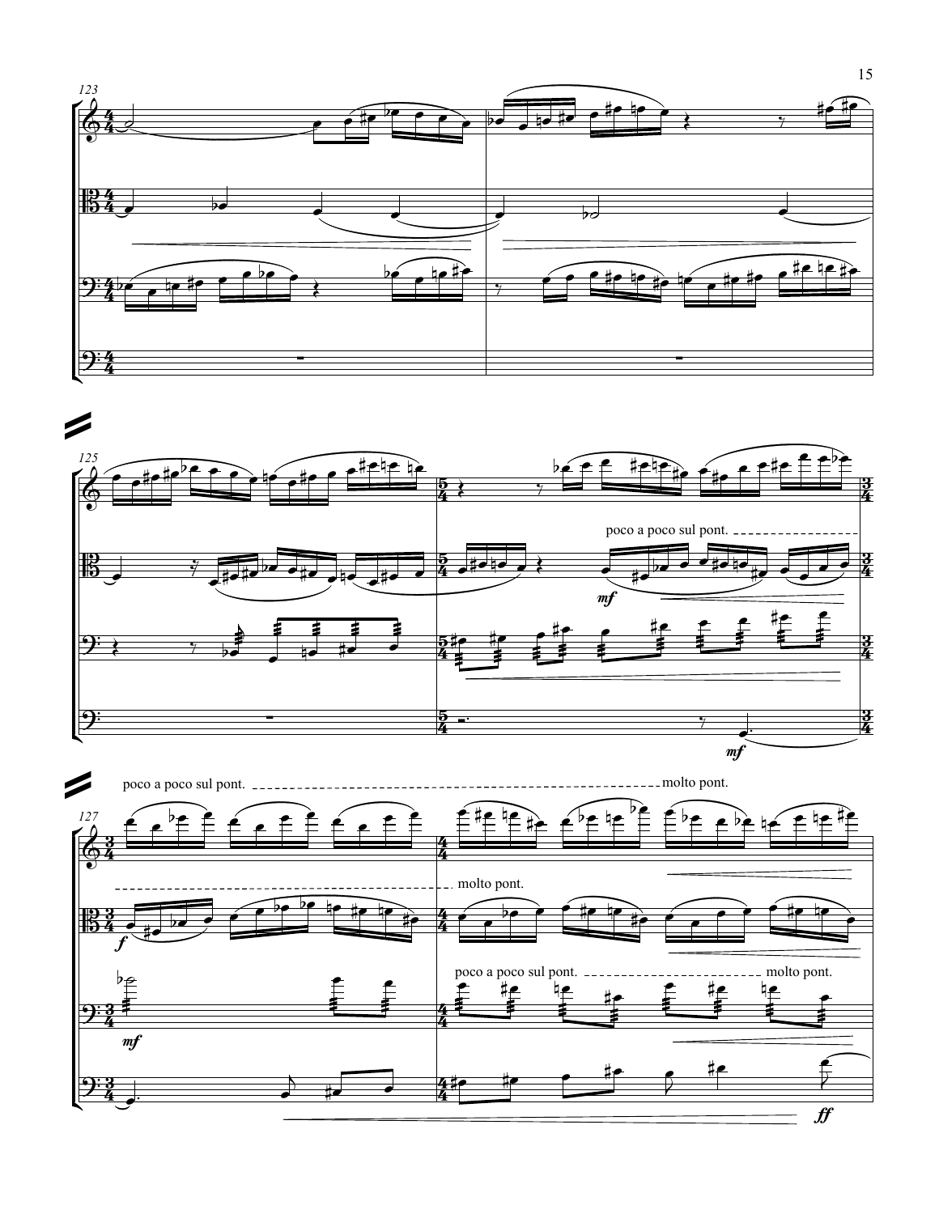123

125

poco a poco sul pont.

*mf*

*mf*

poco a poco sul pont. molto pont.

127

molto pont.

*f*

*mf*

poco a poco sul pont. molto pont.

*ff*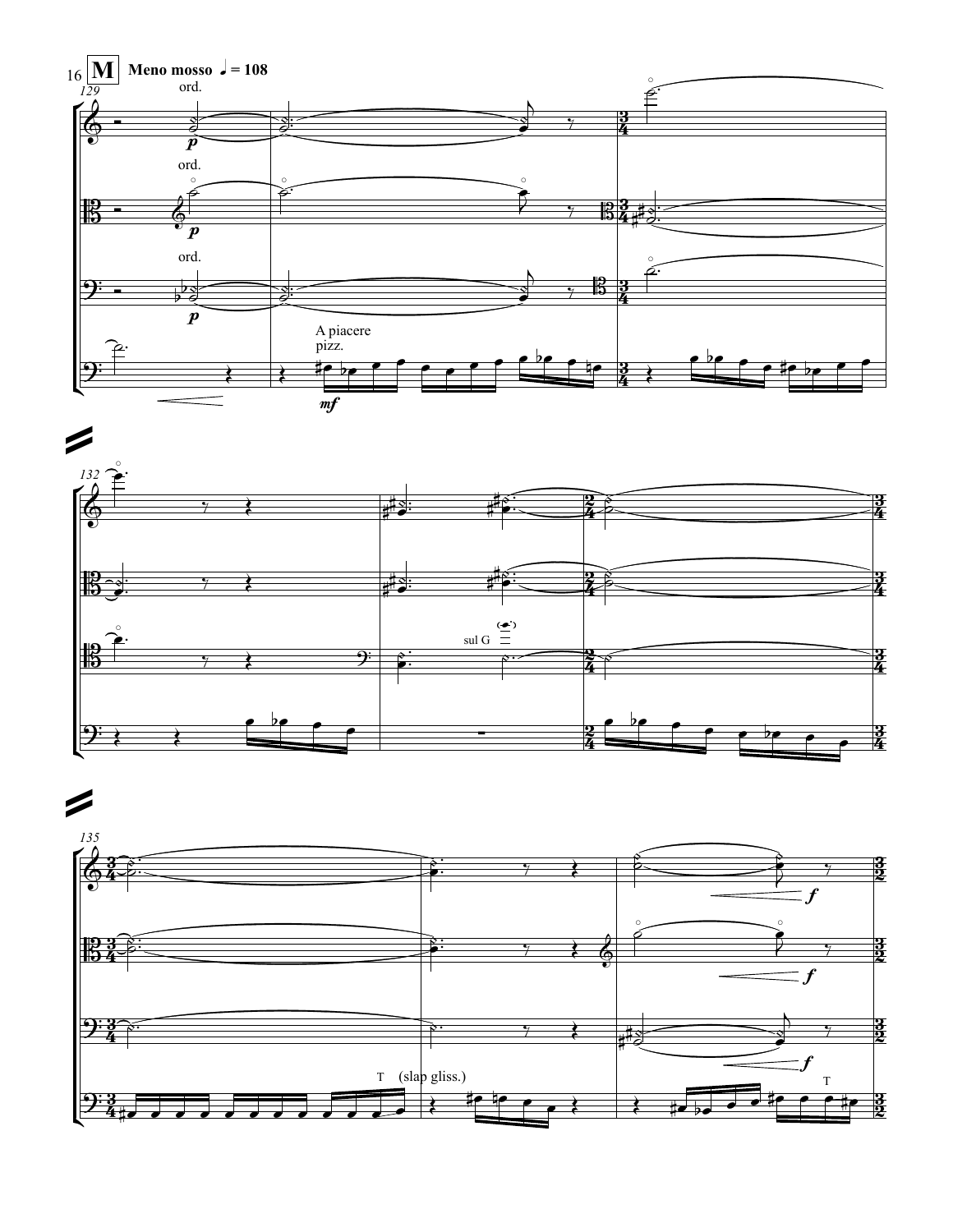**M** Meno mosso ♩ = 108

129

ord.

*p*

A piacere
pizz.

*mf*

132

sul G

135

T (slap gliss.)

T

*f*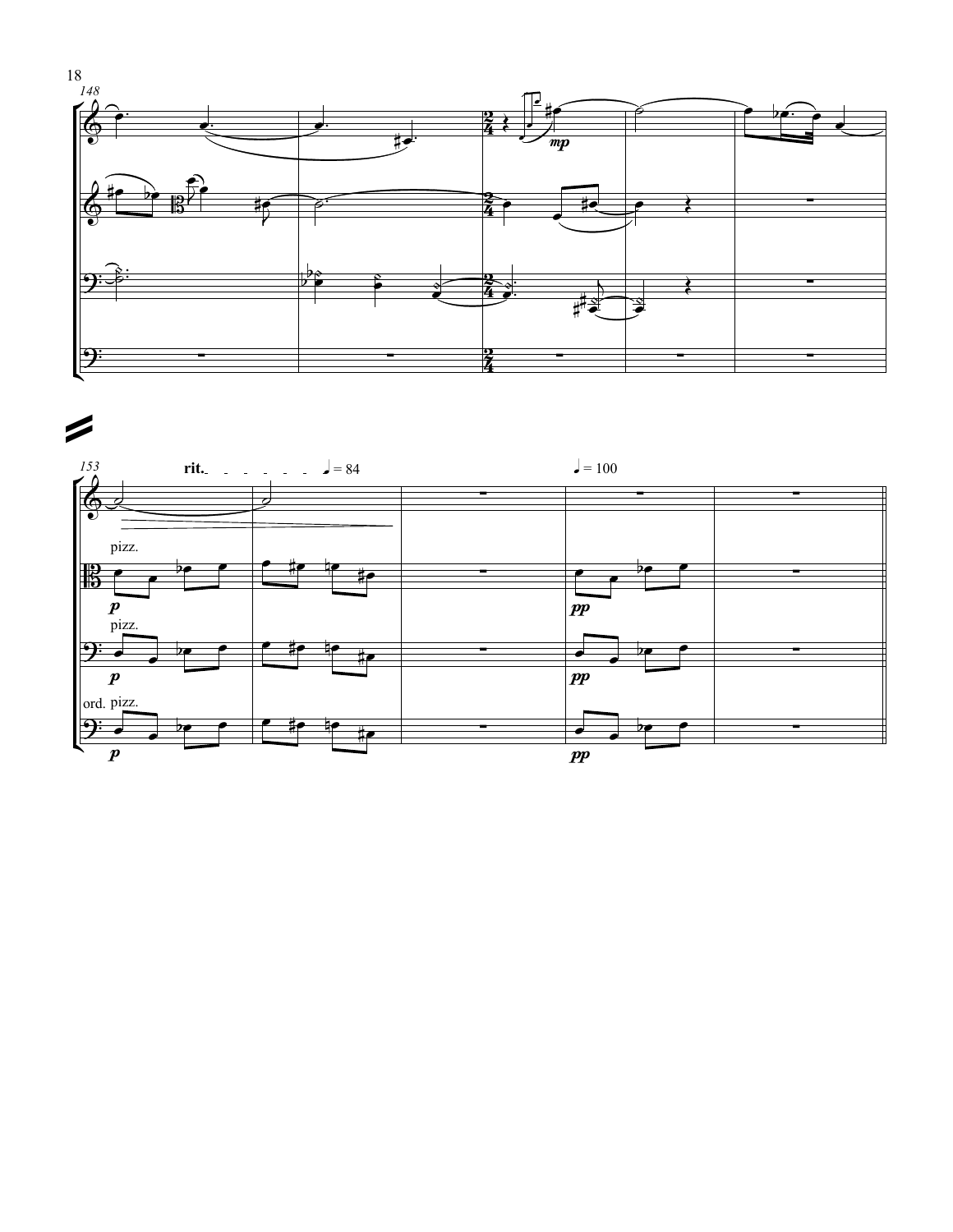rit. ♩ = 84

♩ = 100

pizz.

*p*

*pp*

pizz.

*p*

*pp*

ord. pizz.

*p*

*pp*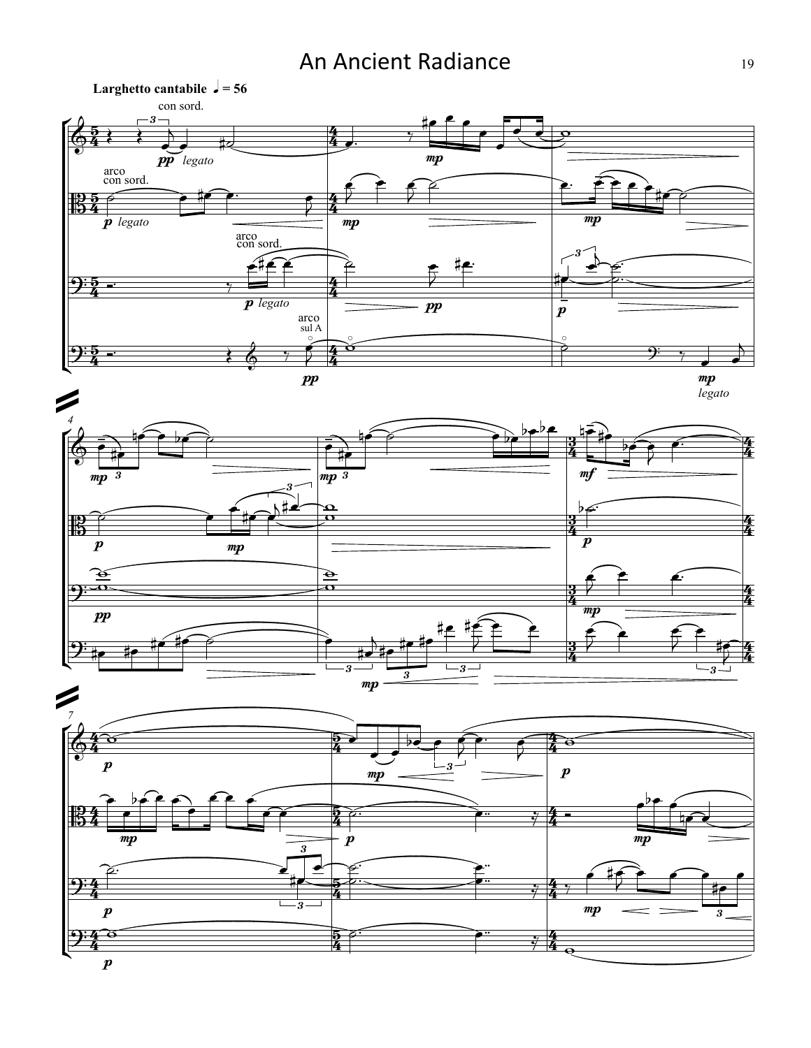# An Ancient Radiance

**Larghetto cantabile** ♩ = 56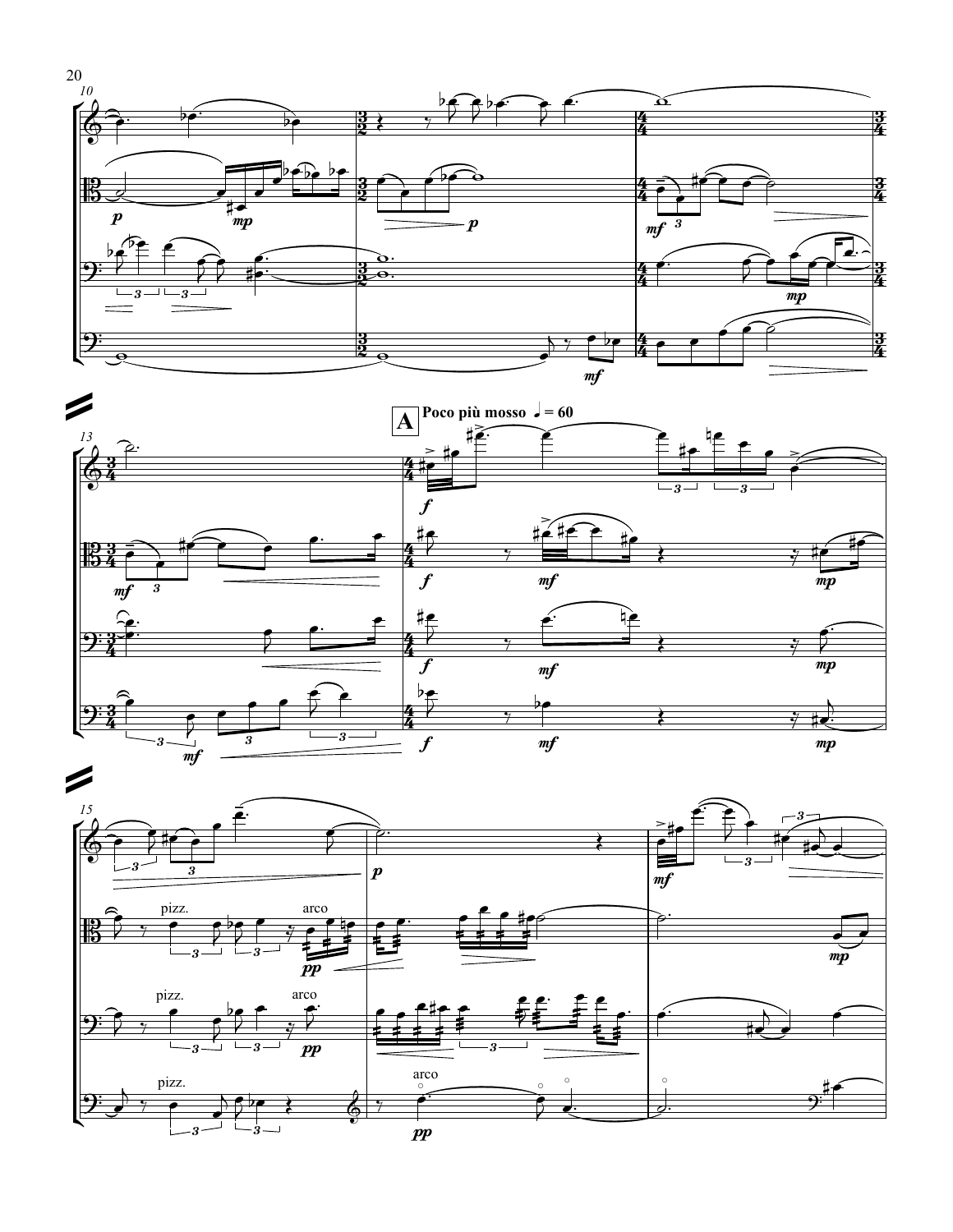**A** **Poco più mosso** ♩ = 60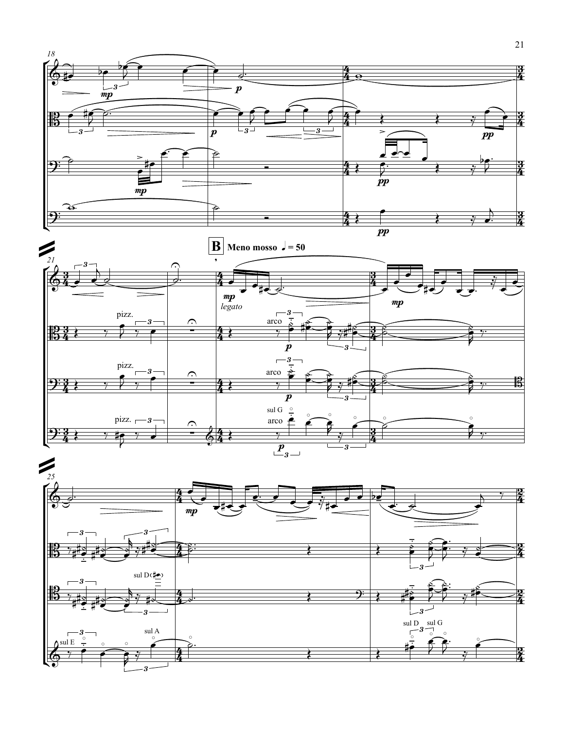**B** Meno mosso ♩ = 50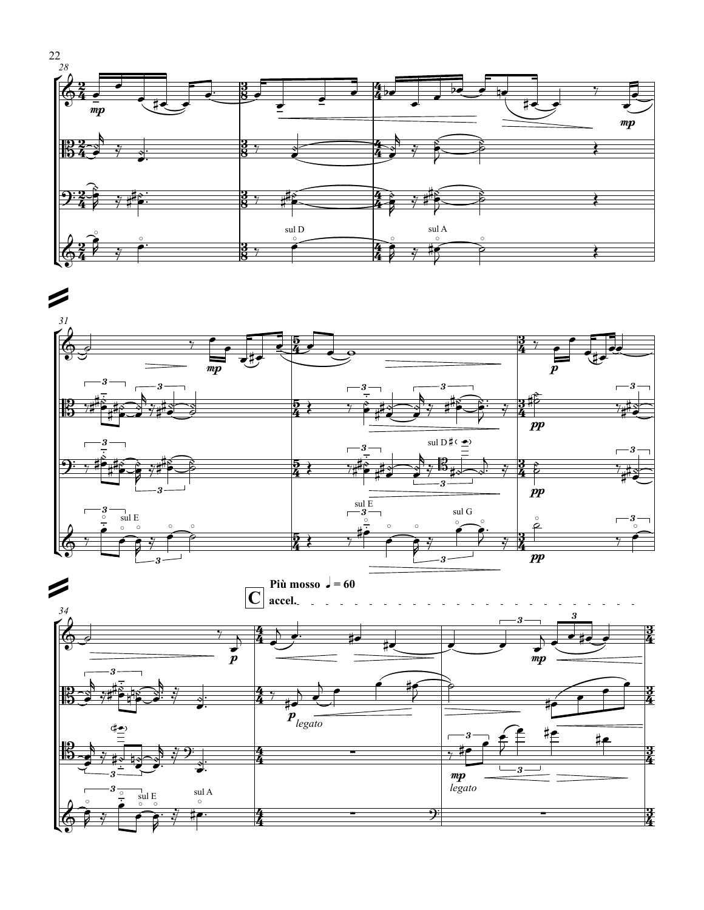**C** Più mosso ♩ = 60

accel.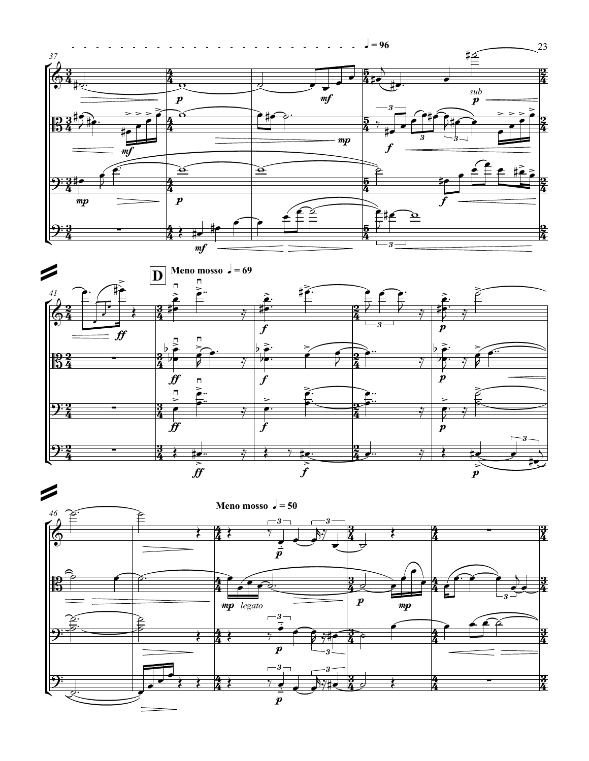♩ = 96

**D** Meno mosso ♩ = 69

Meno mosso ♩ = 50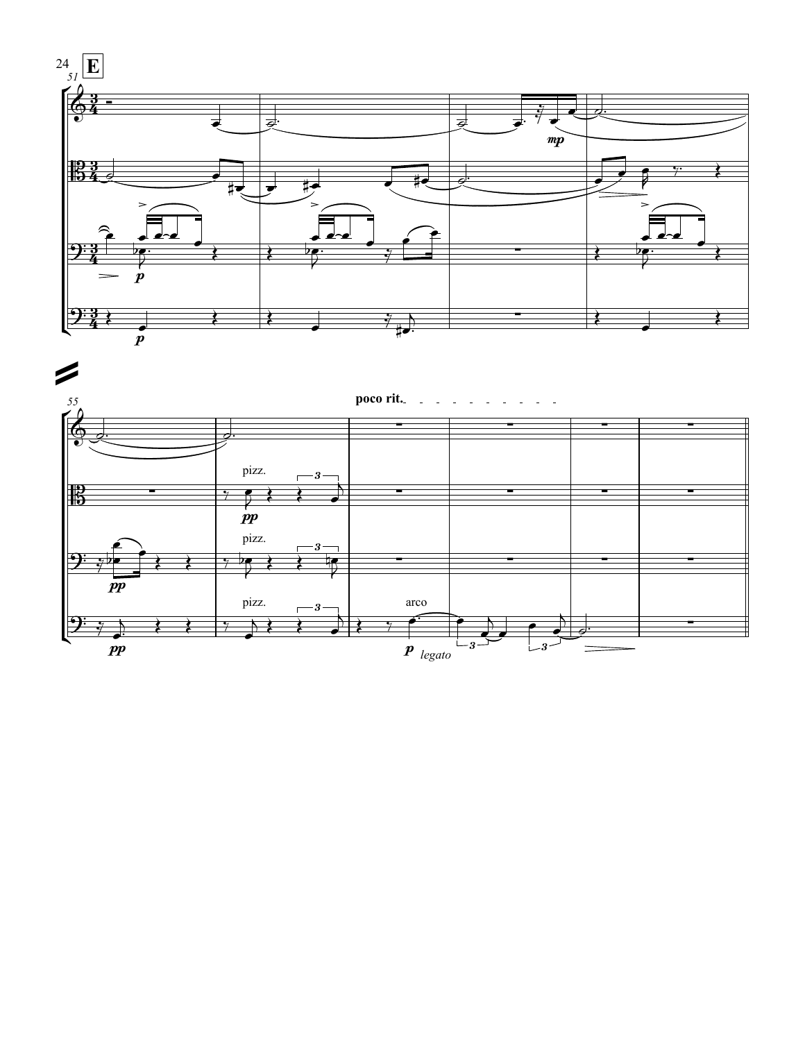**E**

poco rit.

pizz.

arco

*legato*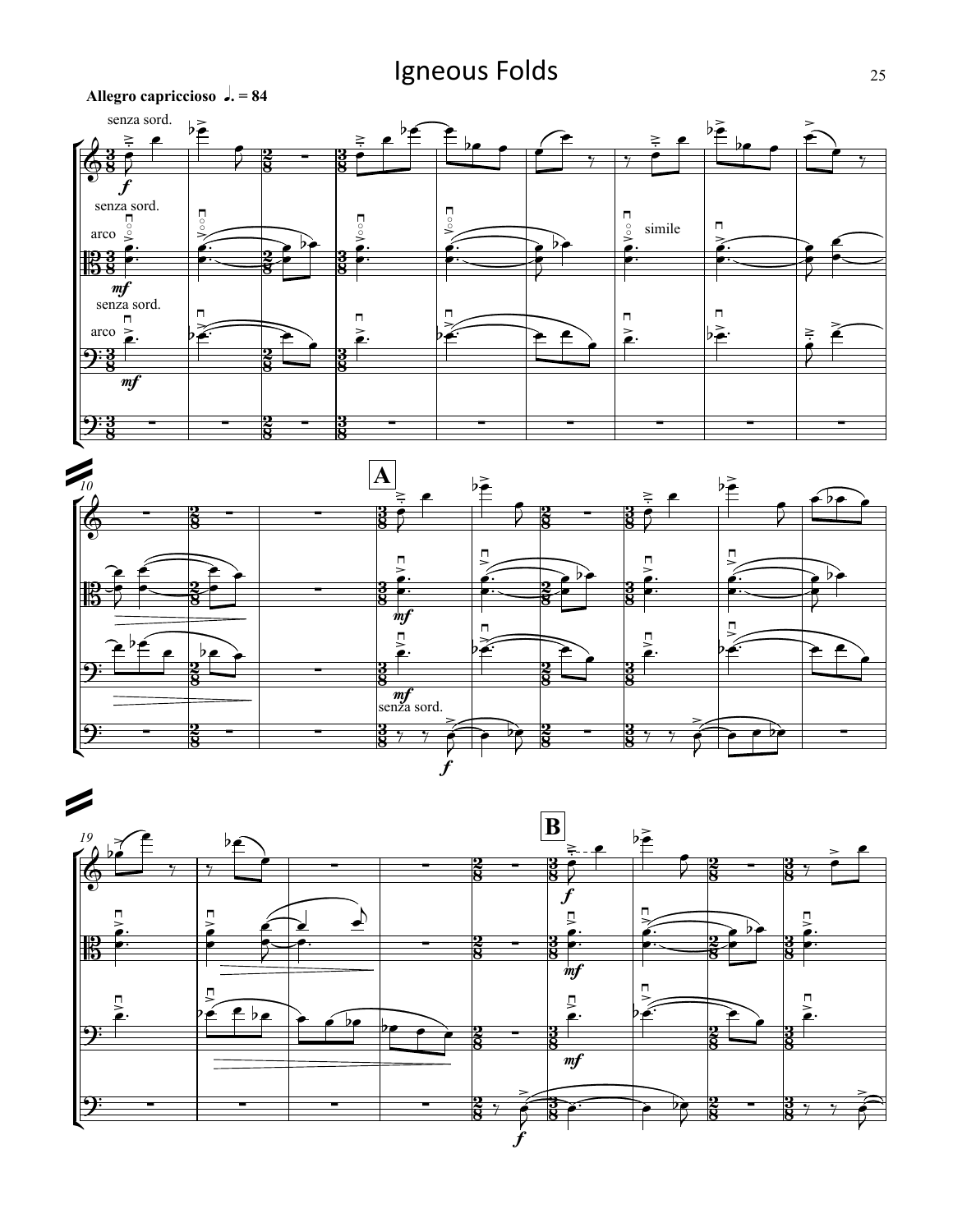# Igneous Folds

**Allegro capriccioso** ♩. = 84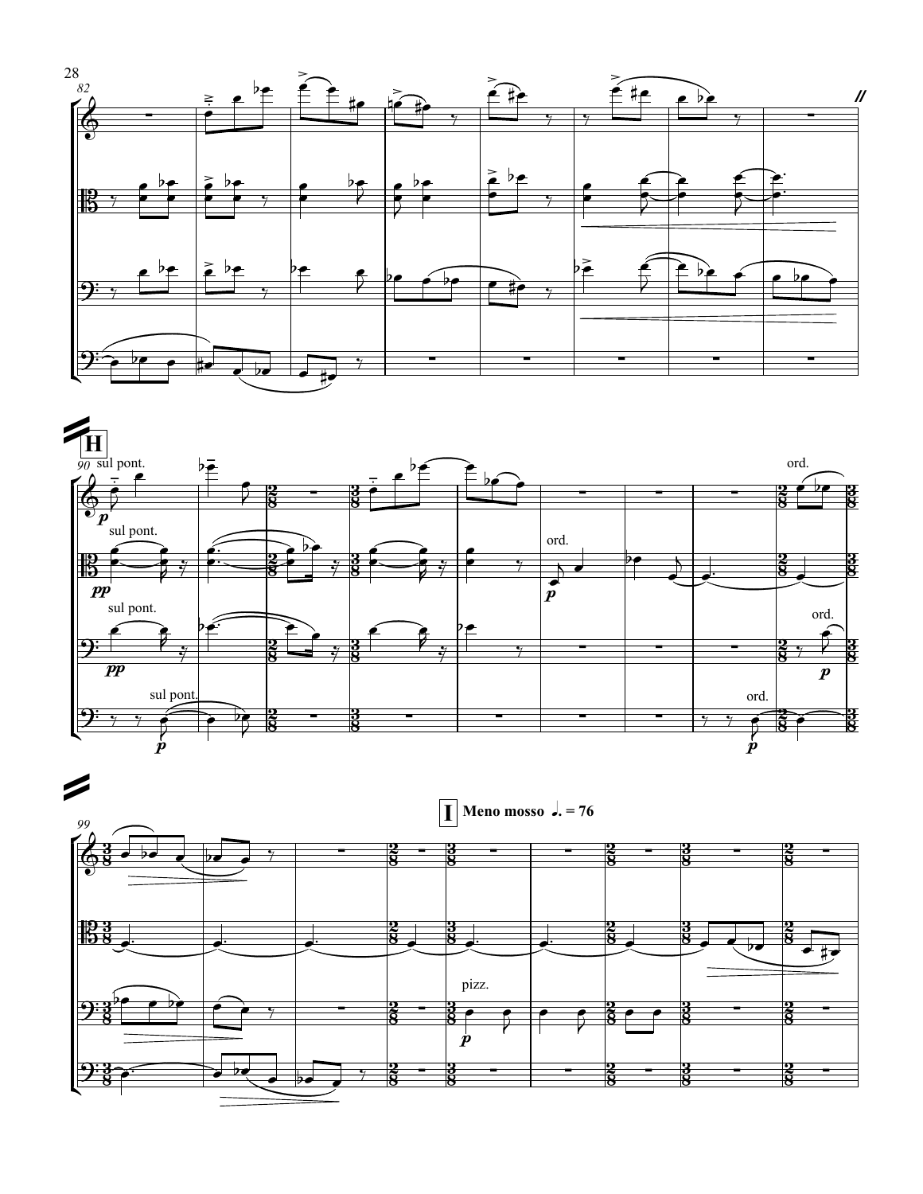**H**

sul pont.

ord.

**I** Meno mosso ♩. = 76

pizz.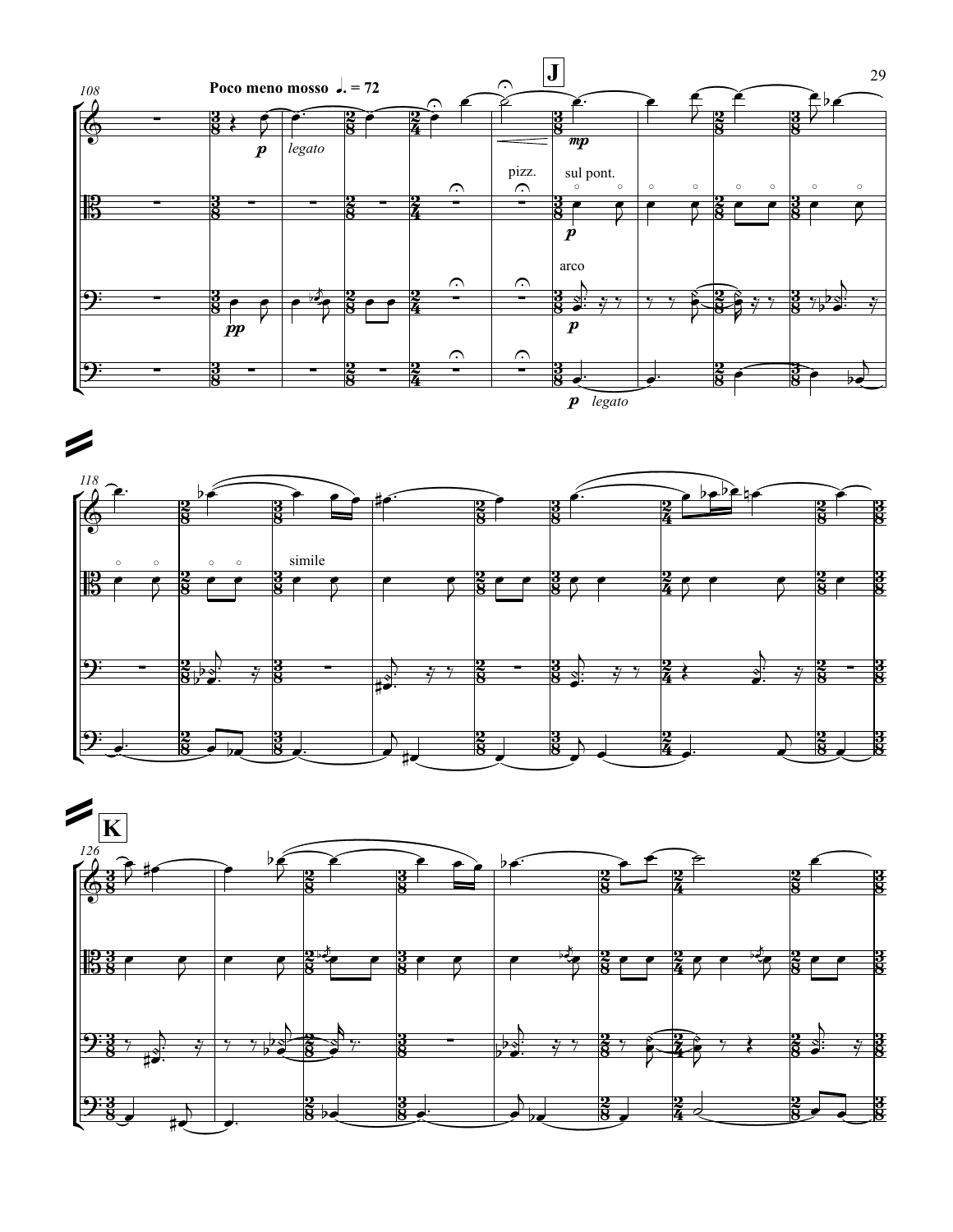**Poco meno mosso** ♩. = 72

J

*legato*

pizz.

sul pont.

arco

*legato*

simile

K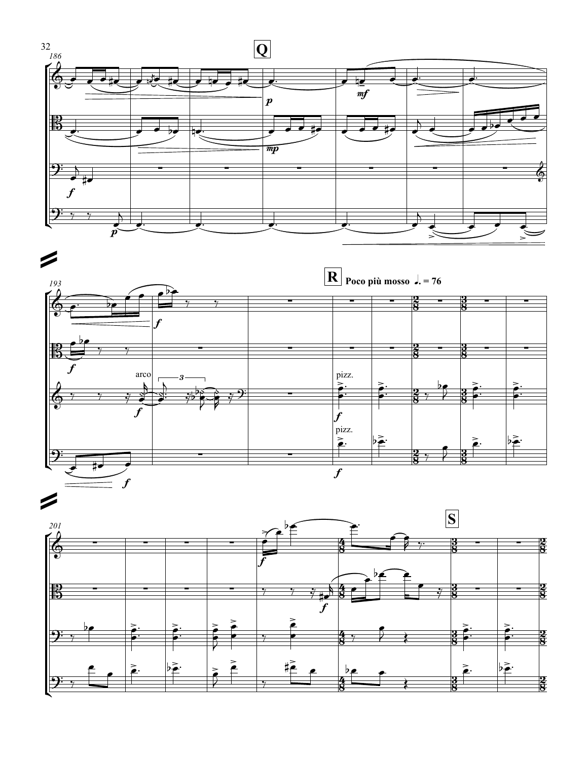**Q**

**R** Poco più mosso ♩. = 76

**S**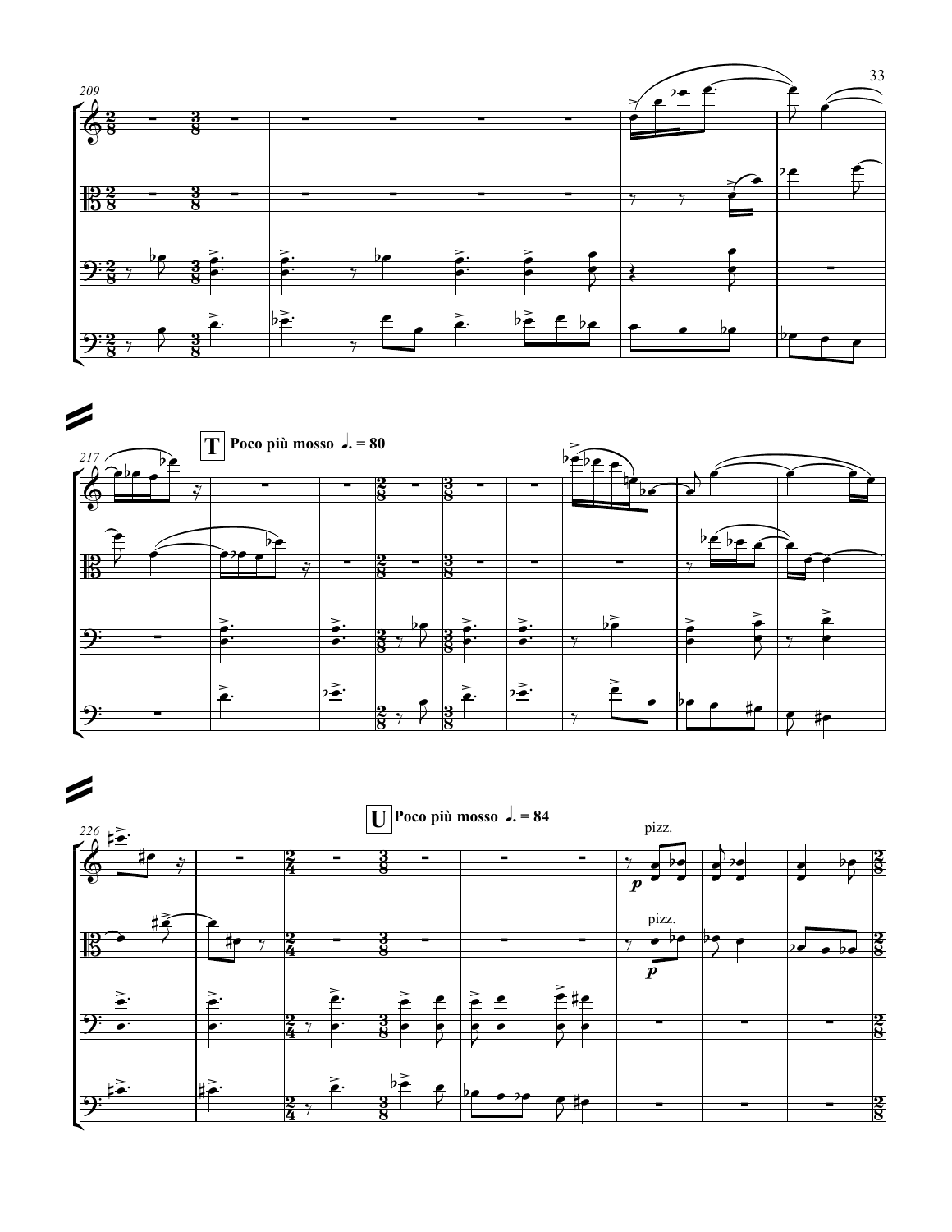**T** Poco più mosso ♩. = 80

**U** Poco più mosso ♩. = 84

pizz.

pizz.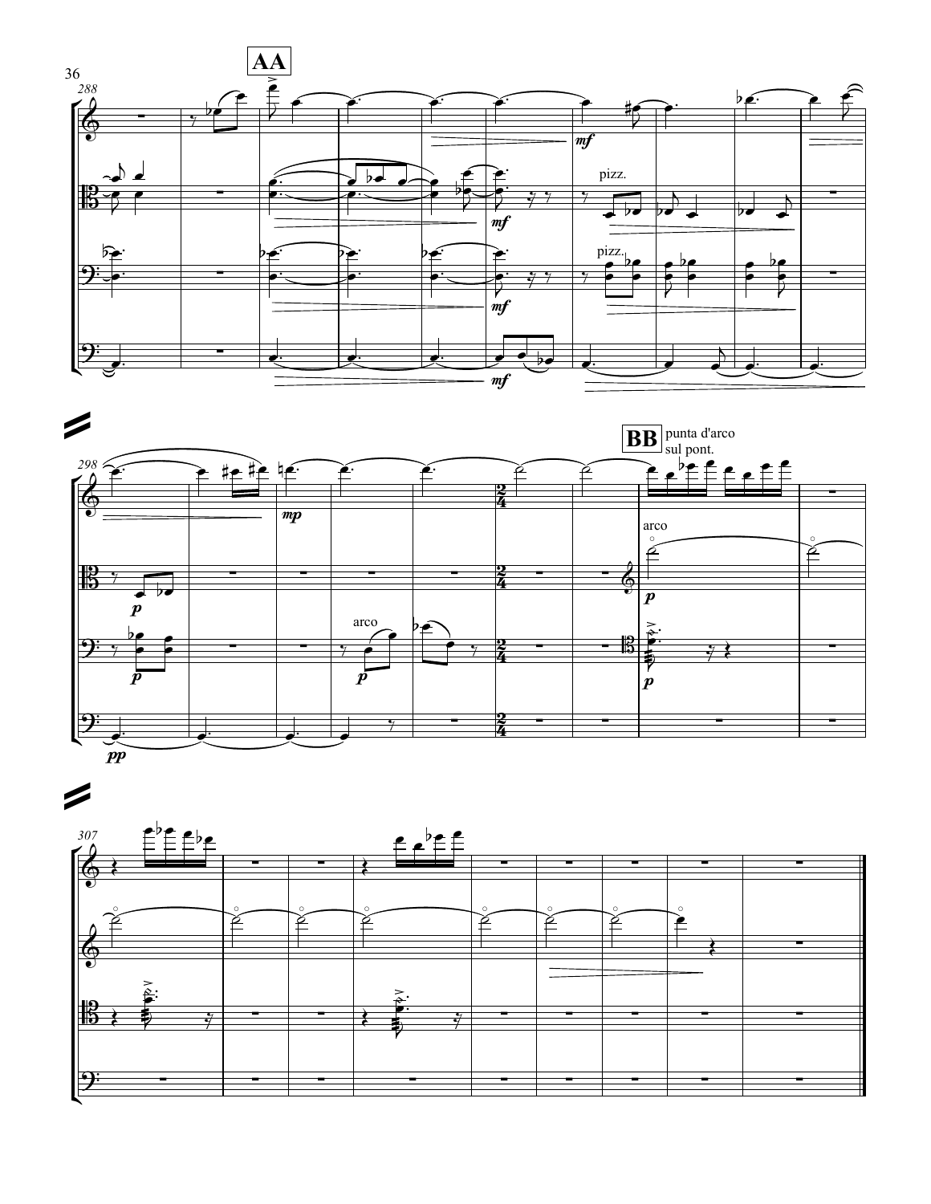**AA**

**BB**

punta d'arco
sul pont.